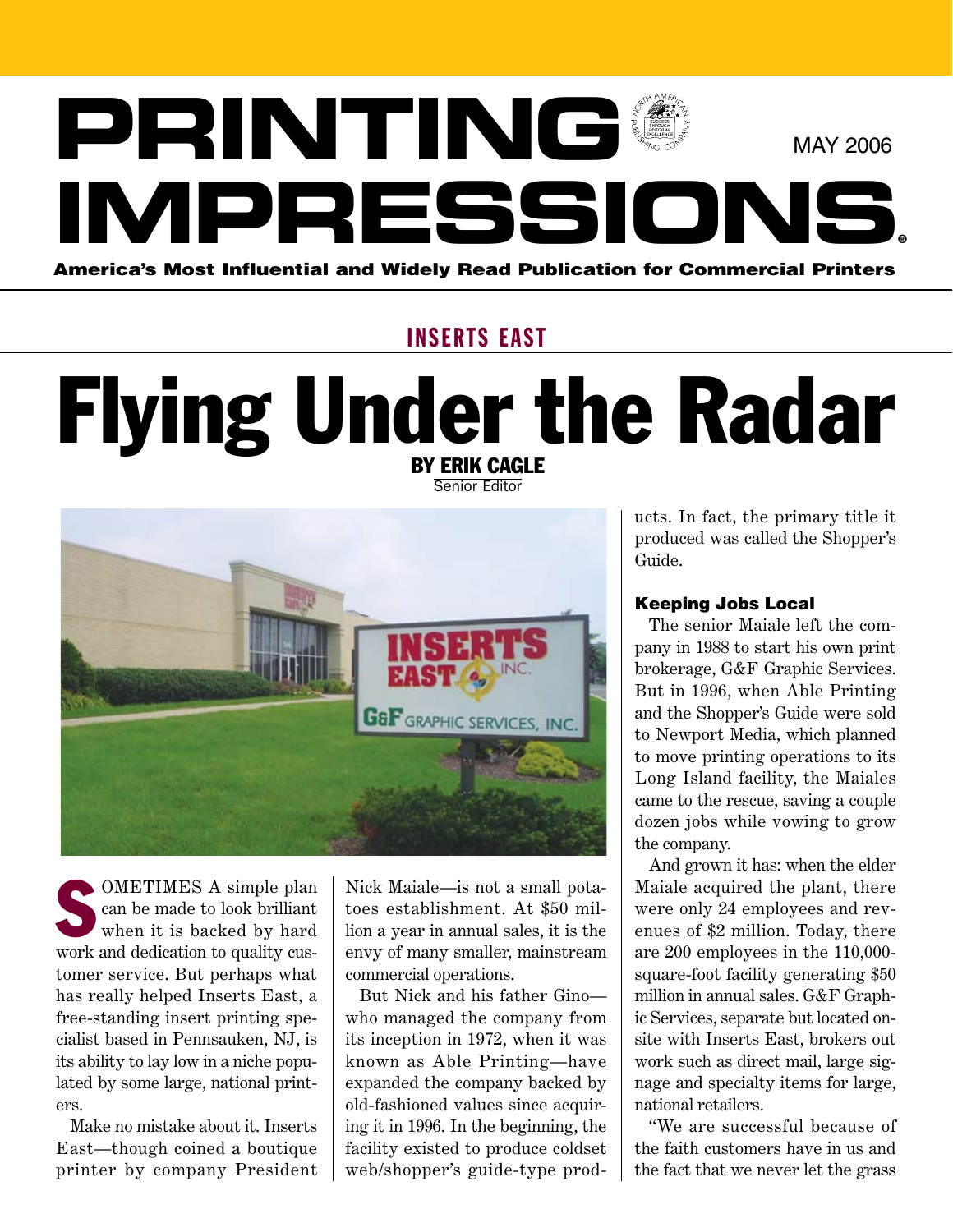# PRINTING IMPRESSIONS

MAY 2006

**America's Most Influential and Widely Read Publication for Commercial Printers**

## INSERTS EAST

# Flying Under the Radar

**BY ERIK CAGLE**
Senior Editor

SOMETIMES A simple plan can be made to look brilliant when it is backed by hard work and dedication to quality customer service. But perhaps what has really helped Inserts East, a free-standing insert printing specialist based in Pennsauken, NJ, is its ability to lay low in a niche populated by some large, national printers.

Make no mistake about it. Inserts East—though coined a boutique printer by company President Nick Maiale—is not a small potatoes establishment. At $50 million a year in annual sales, it is the envy of many smaller, mainstream commercial operations.

But Nick and his father Gino—who managed the company from its inception in 1972, when it was known as Able Printing—have expanded the company backed by old-fashioned values since acquiring it in 1996. In the beginning, the facility existed to produce coldset web/shopper's guide-type products. In fact, the primary title it produced was called the Shopper's Guide.

### Keeping Jobs Local

The senior Maiale left the company in 1988 to start his own print brokerage, G&F Graphic Services. But in 1996, when Able Printing and the Shopper's Guide were sold to Newport Media, which planned to move printing operations to its Long Island facility, the Maiales came to the rescue, saving a couple dozen jobs while vowing to grow the company.

And grown it has: when the elder Maiale acquired the plant, there were only 24 employees and revenues of $2 million. Today, there are 200 employees in the 110,000-square-foot facility generating $50 million in annual sales. G&F Graphic Services, separate but located onsite with Inserts East, brokers out work such as direct mail, large signage and specialty items for large, national retailers.

"We are successful because of the faith customers have in us and the fact that we never let the grass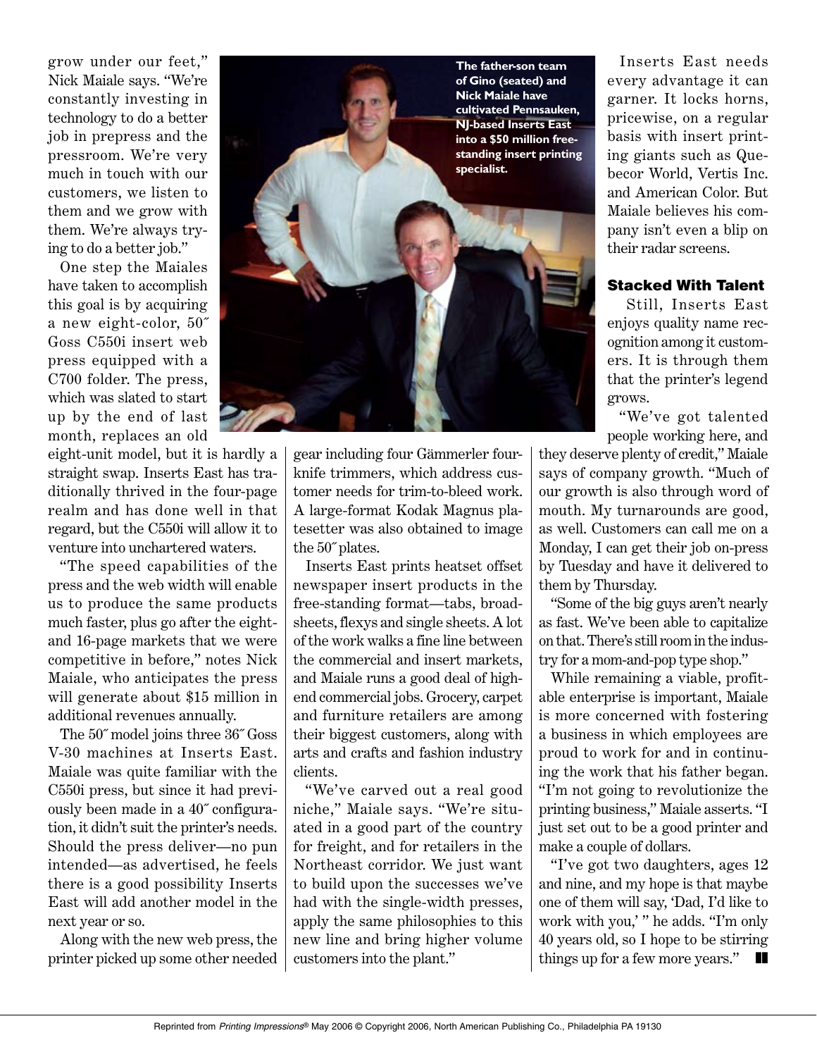grow under our feet," Nick Maiale says. "We're constantly investing in technology to do a better job in prepress and the pressroom. We're very much in touch with our customers, we listen to them and we grow with them. We're always trying to do a better job."

One step the Maiales have taken to accomplish this goal is by acquiring a new eight-color, 50˝ Goss C550i insert web press equipped with a C700 folder. The press, which was slated to start up by the end of last month, replaces an old eight-unit model, but it is hardly a straight swap. Inserts East has traditionally thrived in the four-page realm and has done well in that regard, but the C550i will allow it to venture into unchartered waters.

"The speed capabilities of the press and the web width will enable us to produce the same products much faster, plus go after the eight- and 16-page markets that we were competitive in before," notes Nick Maiale, who anticipates the press will generate about $15 million in additional revenues annually.

The 50˝ model joins three 36˝ Goss V-30 machines at Inserts East. Maiale was quite familiar with the C550i press, but since it had previously been made in a 40˝ configuration, it didn't suit the printer's needs. Should the press deliver—no pun intended—as advertised, he feels there is a good possibility Inserts East will add another model in the next year or so.

Along with the new web press, the printer picked up some other needed gear including four Gämmerler four-knife trimmers, which address customer needs for trim-to-bleed work. A large-format Kodak Magnus platesetter was also obtained to image the 50˝ plates.

**The father-son team of Gino (seated) and Nick Maiale have cultivated Pennsauken, NJ-based Inserts East into a $50 million free-standing insert printing specialist.**

Inserts East prints heatset offset newspaper insert products in the free-standing format—tabs, broadsheets, flexys and single sheets. A lot of the work walks a fine line between the commercial and insert markets, and Maiale runs a good deal of high-end commercial jobs. Grocery, carpet and furniture retailers are among their biggest customers, along with arts and crafts and fashion industry clients.

"We've carved out a real good niche," Maiale says. "We're situated in a good part of the country for freight, and for retailers in the Northeast corridor. We just want to build upon the successes we've had with the single-width presses, apply the same philosophies to this new line and bring higher volume customers into the plant."

Inserts East needs every advantage it can garner. It locks horns, pricewise, on a regular basis with insert printing giants such as Quebecor World, Vertis Inc. and American Color. But Maiale believes his company isn't even a blip on their radar screens.

## Stacked With Talent

Still, Inserts East enjoys quality name recognition among it customers. It is through them that the printer's legend grows.

"We've got talented people working here, and they deserve plenty of credit," Maiale says of company growth. "Much of our growth is also through word of mouth. My turnarounds are good, as well. Customers can call me on a Monday, I can get their job on-press by Tuesday and have it delivered to them by Thursday.

"Some of the big guys aren't nearly as fast. We've been able to capitalize on that. There's still room in the industry for a mom-and-pop type shop."

While remaining a viable, profitable enterprise is important, Maiale is more concerned with fostering a business in which employees are proud to work for and in continuing the work that his father began. "I'm not going to revolutionize the printing business," Maiale asserts. "I just set out to be a good printer and make a couple of dollars.

"I've got two daughters, ages 12 and nine, and my hope is that maybe one of them will say, 'Dad, I'd like to work with you,' " he adds. "I'm only 40 years old, so I hope to be stirring things up for a few more years."

Reprinted from *Printing Impressions*® May 2006 © Copyright 2006, North American Publishing Co., Philadelphia PA 19130